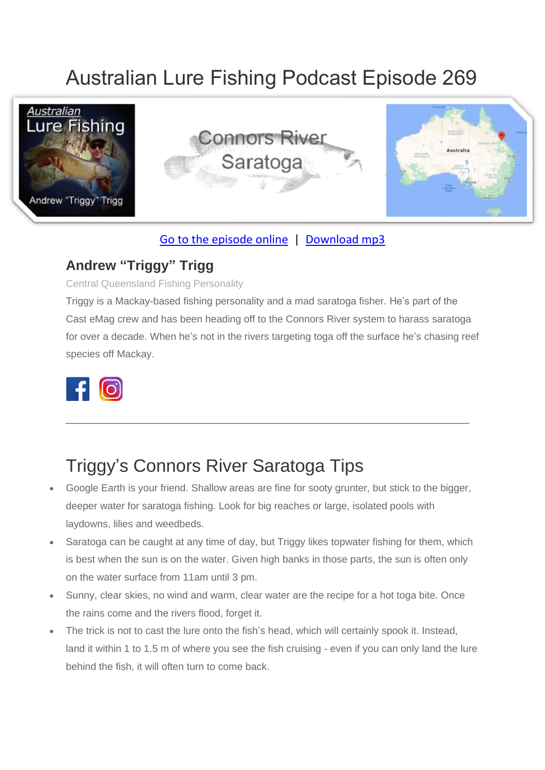# Australian Lure Fishing Podcast Episode 269

Go to the episode online | Download mp3

### Andrew "Triggy" Trigg

Central Queensland Fishing Personality

Triggy is a Mackay-based fishing personality and a mad saratoga fisher. He's part of the Cast eMag crew and has been heading off to the Connors River system to harass saratoga for over a decade. When he's not in the rivers targeting toga off the surface he's chasing reef species off Mackay.

---

## Triggy's Connors River Saratoga Tips

- Google Earth is your friend. Shallow areas are fine for sooty grunter, but stick to the bigger, deeper water for saratoga fishing. Look for big reaches or large, isolated pools with laydowns, lilies and weedbeds.
- Saratoga can be caught at any time of day, but Triggy likes topwater fishing for them, which is best when the sun is on the water. Given high banks in those parts, the sun is often only on the water surface from 11am until 3 pm.
- Sunny, clear skies, no wind and warm, clear water are the recipe for a hot toga bite. Once the rains come and the rivers flood, forget it.
- The trick is not to cast the lure onto the fish's head, which will certainly spook it. Instead, land it within 1 to 1.5 m of where you see the fish cruising - even if you can only land the lure behind the fish, it will often turn to come back.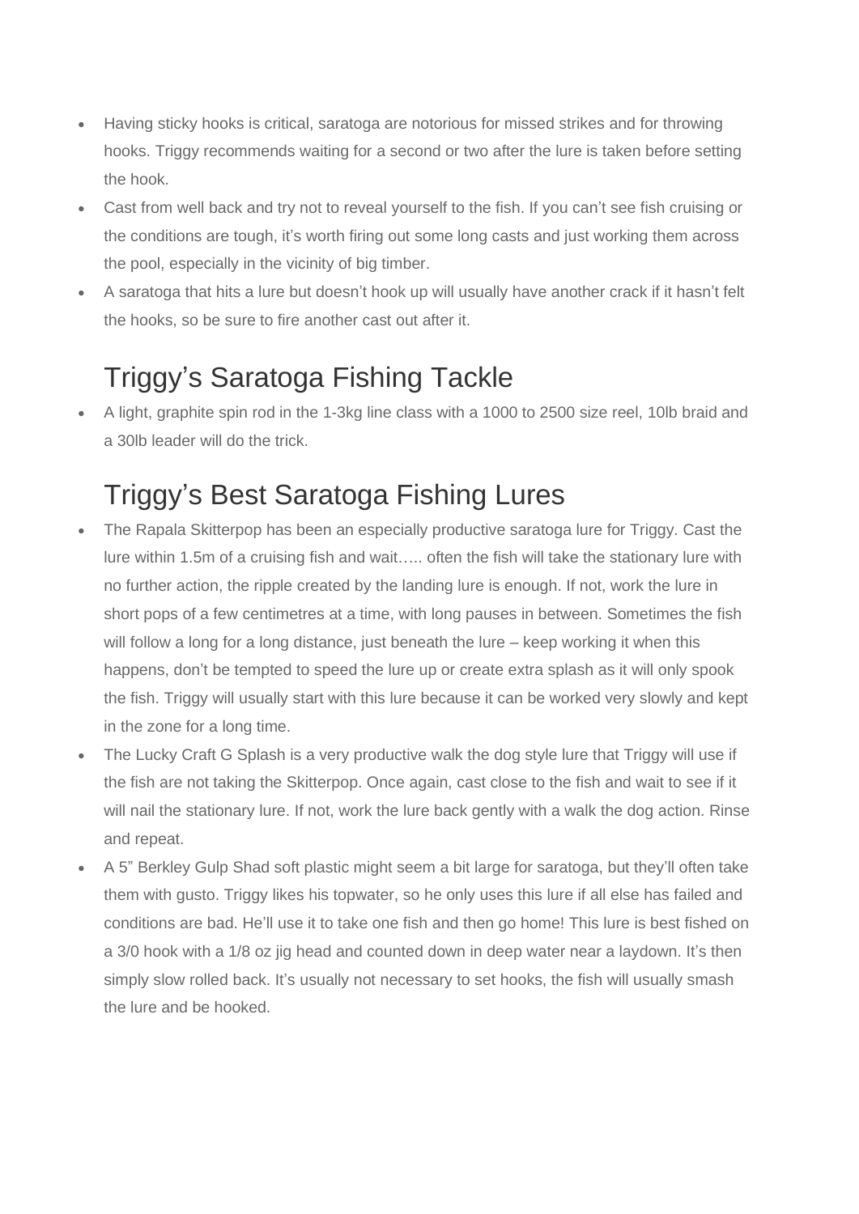- Having sticky hooks is critical, saratoga are notorious for missed strikes and for throwing hooks. Triggy recommends waiting for a second or two after the lure is taken before setting the hook.
- Cast from well back and try not to reveal yourself to the fish. If you can't see fish cruising or the conditions are tough, it's worth firing out some long casts and just working them across the pool, especially in the vicinity of big timber.
- A saratoga that hits a lure but doesn't hook up will usually have another crack if it hasn't felt the hooks, so be sure to fire another cast out after it.

## Triggy's Saratoga Fishing Tackle

- A light, graphite spin rod in the 1-3kg line class with a 1000 to 2500 size reel, 10lb braid and a 30lb leader will do the trick.

## Triggy's Best Saratoga Fishing Lures

- The Rapala Skitterpop has been an especially productive saratoga lure for Triggy. Cast the lure within 1.5m of a cruising fish and wait….. often the fish will take the stationary lure with no further action, the ripple created by the landing lure is enough. If not, work the lure in short pops of a few centimetres at a time, with long pauses in between. Sometimes the fish will follow a long for a long distance, just beneath the lure – keep working it when this happens, don't be tempted to speed the lure up or create extra splash as it will only spook the fish. Triggy will usually start with this lure because it can be worked very slowly and kept in the zone for a long time.
- The Lucky Craft G Splash is a very productive walk the dog style lure that Triggy will use if the fish are not taking the Skitterpop. Once again, cast close to the fish and wait to see if it will nail the stationary lure. If not, work the lure back gently with a walk the dog action. Rinse and repeat.
- A 5" Berkley Gulp Shad soft plastic might seem a bit large for saratoga, but they'll often take them with gusto. Triggy likes his topwater, so he only uses this lure if all else has failed and conditions are bad. He'll use it to take one fish and then go home! This lure is best fished on a 3/0 hook with a 1/8 oz jig head and counted down in deep water near a laydown. It's then simply slow rolled back. It's usually not necessary to set hooks, the fish will usually smash the lure and be hooked.